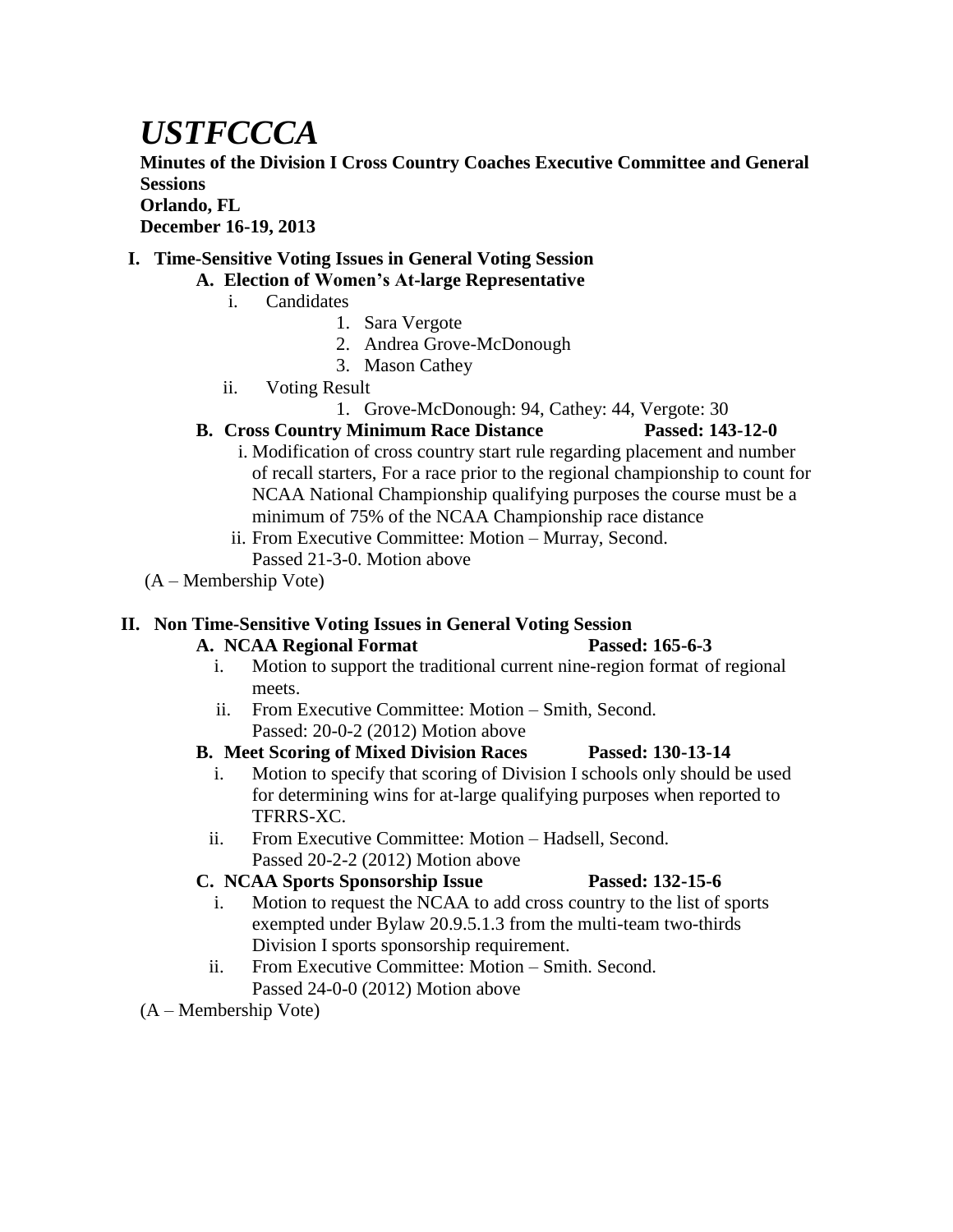# *USTFCCCA*

**Minutes of the Division I Cross Country Coaches Executive Committee and General Sessions**
**Orlando, FL**
**December 16-19, 2013**

## I. Time-Sensitive Voting Issues in General Voting Session

### A. Election of Women's At-large Representative

i. Candidates

1. Sara Vergote
2. Andrea Grove-McDonough
3. Mason Cathey

ii. Voting Result

1. Grove-McDonough: 94, Cathey: 44, Vergote: 30

### B. Cross Country Minimum Race Distance — Passed: 143-12-0

i. Modification of cross country start rule regarding placement and number of recall starters, For a race prior to the regional championship to count for NCAA National Championship qualifying purposes the course must be a minimum of 75% of the NCAA Championship race distance

ii. From Executive Committee: Motion – Murray, Second.
Passed 21-3-0. Motion above

(A – Membership Vote)

## II. Non Time-Sensitive Voting Issues in General Voting Session

### A. NCAA Regional Format — Passed: 165-6-3

i. Motion to support the traditional current nine-region format of regional meets.

ii. From Executive Committee: Motion – Smith, Second.
Passed: 20-0-2 (2012) Motion above

### B. Meet Scoring of Mixed Division Races — Passed: 130-13-14

i. Motion to specify that scoring of Division I schools only should be used for determining wins for at-large qualifying purposes when reported to TFRRS-XC.

ii. From Executive Committee: Motion – Hadsell, Second.
Passed 20-2-2 (2012) Motion above

### C. NCAA Sports Sponsorship Issue — Passed: 132-15-6

i. Motion to request the NCAA to add cross country to the list of sports exempted under Bylaw 20.9.5.1.3 from the multi-team two-thirds Division I sports sponsorship requirement.

ii. From Executive Committee: Motion – Smith. Second.
Passed 24-0-0 (2012) Motion above

(A – Membership Vote)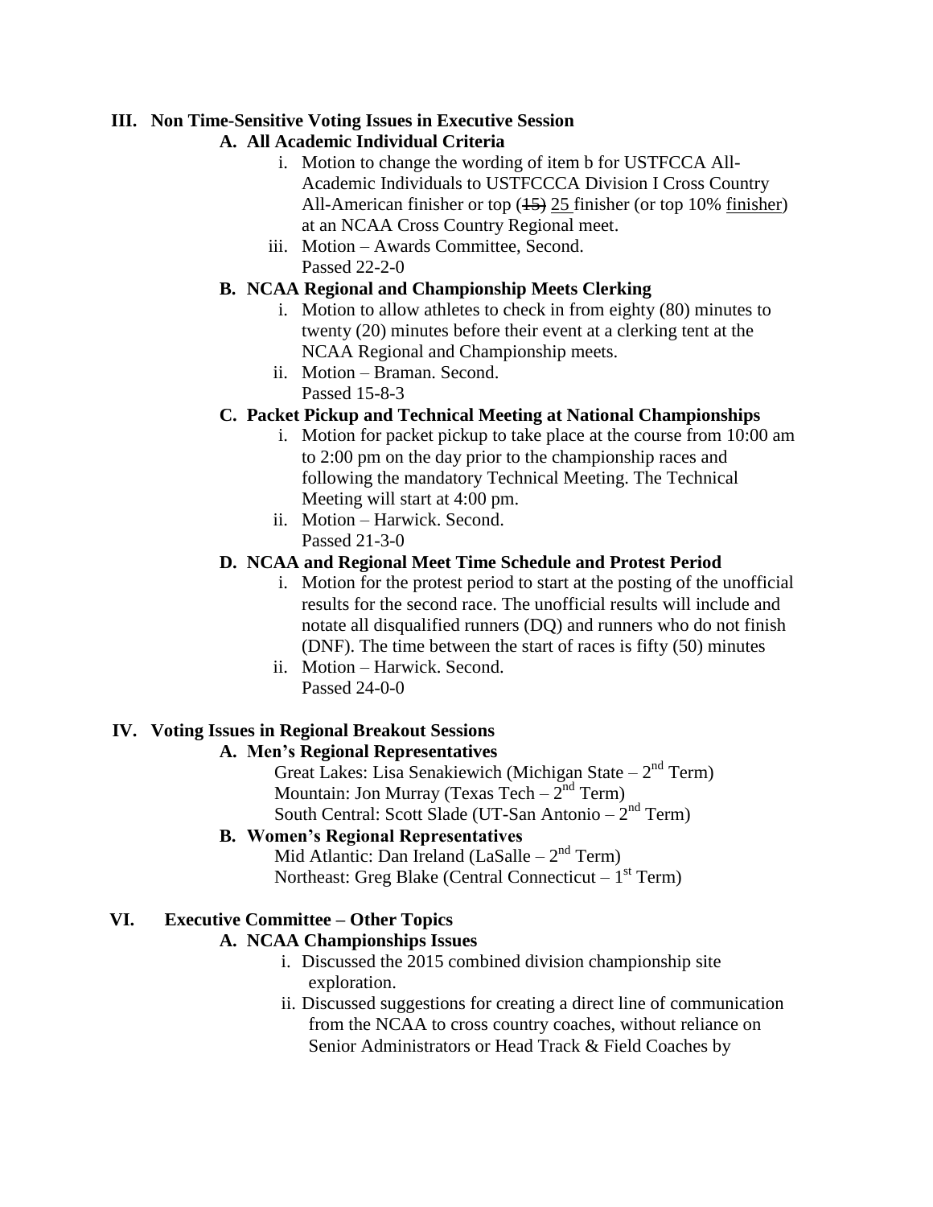## III. Non Time-Sensitive Voting Issues in Executive Session

### A. All Academic Individual Criteria

i. Motion to change the wording of item b for USTFCCA All-Academic Individuals to USTFCCCA Division I Cross Country All-American finisher or top ~~(15)~~ 25 finisher (or top 10% finisher) at an NCAA Cross Country Regional meet.

iii. Motion – Awards Committee, Second.
Passed 22-2-0

### B. NCAA Regional and Championship Meets Clerking

i. Motion to allow athletes to check in from eighty (80) minutes to twenty (20) minutes before their event at a clerking tent at the NCAA Regional and Championship meets.

ii. Motion – Braman. Second.
Passed 15-8-3

### C. Packet Pickup and Technical Meeting at National Championships

i. Motion for packet pickup to take place at the course from 10:00 am to 2:00 pm on the day prior to the championship races and following the mandatory Technical Meeting. The Technical Meeting will start at 4:00 pm.

ii. Motion – Harwick. Second.
Passed 21-3-0

### D. NCAA and Regional Meet Time Schedule and Protest Period

i. Motion for the protest period to start at the posting of the unofficial results for the second race. The unofficial results will include and notate all disqualified runners (DQ) and runners who do not finish (DNF). The time between the start of races is fifty (50) minutes

ii. Motion – Harwick. Second.
Passed 24-0-0

## IV. Voting Issues in Regional Breakout Sessions

### A. Men's Regional Representatives

Great Lakes: Lisa Senakiewich (Michigan State – 2nd Term)
Mountain: Jon Murray (Texas Tech – 2nd Term)
South Central: Scott Slade (UT-San Antonio – 2nd Term)

### B. Women's Regional Representatives

Mid Atlantic: Dan Ireland (LaSalle – 2nd Term)
Northeast: Greg Blake (Central Connecticut – 1st Term)

## VI. Executive Committee – Other Topics

### A. NCAA Championships Issues

i. Discussed the 2015 combined division championship site exploration.

ii. Discussed suggestions for creating a direct line of communication from the NCAA to cross country coaches, without reliance on Senior Administrators or Head Track & Field Coaches by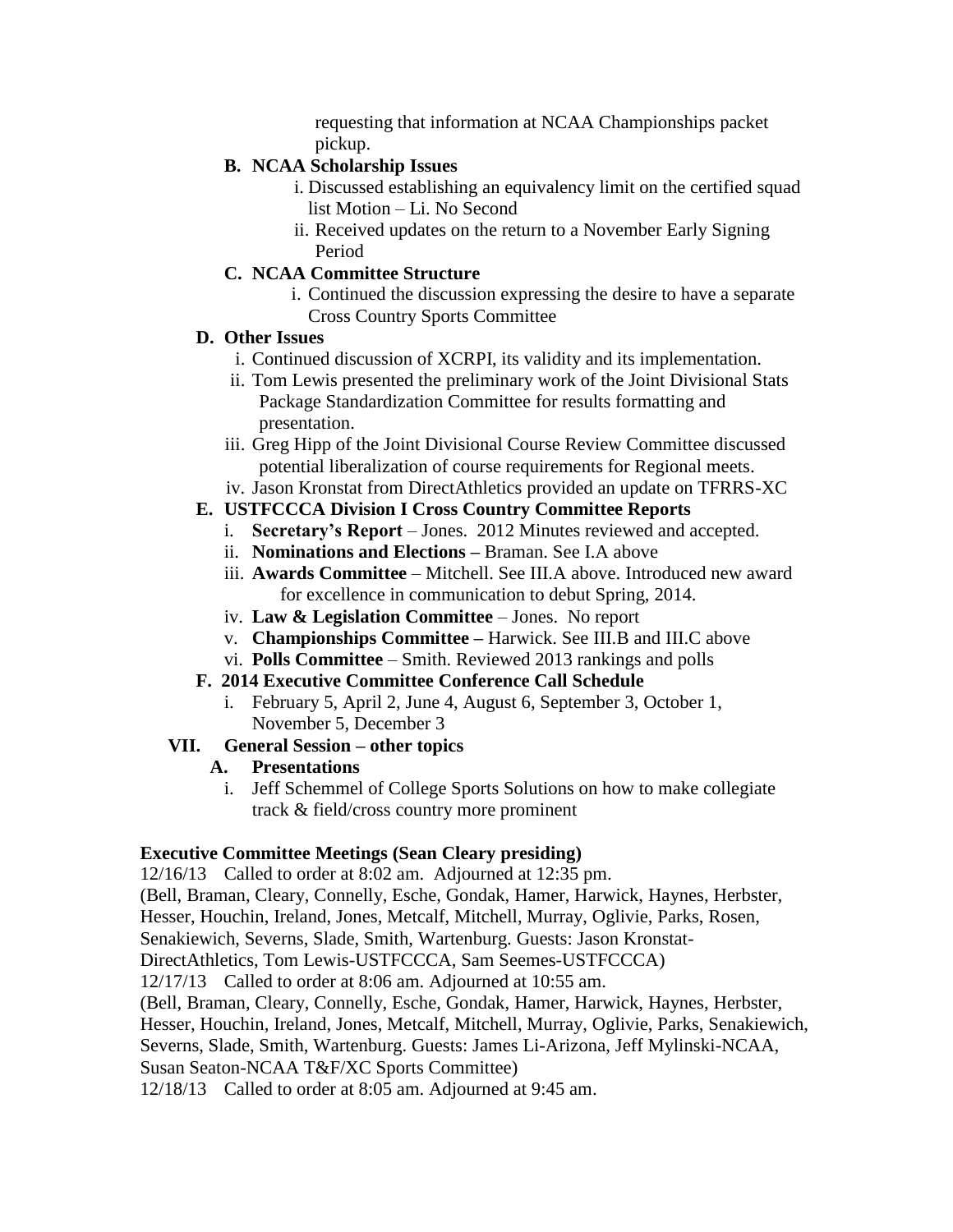requesting that information at NCAA Championships packet pickup.

**B. NCAA Scholarship Issues**

i. Discussed establishing an equivalency limit on the certified squad list Motion – Li. No Second

ii. Received updates on the return to a November Early Signing Period

**C. NCAA Committee Structure**

i. Continued the discussion expressing the desire to have a separate Cross Country Sports Committee

**D. Other Issues**

i. Continued discussion of XCRPI, its validity and its implementation.

ii. Tom Lewis presented the preliminary work of the Joint Divisional Stats Package Standardization Committee for results formatting and presentation.

iii. Greg Hipp of the Joint Divisional Course Review Committee discussed potential liberalization of course requirements for Regional meets.

iv. Jason Kronstat from DirectAthletics provided an update on TFRRS-XC

**E. USTFCCCA Division I Cross Country Committee Reports**

i. **Secretary's Report** – Jones. 2012 Minutes reviewed and accepted.

ii. **Nominations and Elections –** Braman. See I.A above

iii. **Awards Committee** – Mitchell. See III.A above. Introduced new award for excellence in communication to debut Spring, 2014.

iv. **Law & Legislation Committee** – Jones. No report

v. **Championships Committee –** Harwick. See III.B and III.C above

vi. **Polls Committee** – Smith. Reviewed 2013 rankings and polls

**F. 2014 Executive Committee Conference Call Schedule**

i. February 5, April 2, June 4, August 6, September 3, October 1, November 5, December 3

**VII. General Session – other topics**

**A. Presentations**

i. Jeff Schemmel of College Sports Solutions on how to make collegiate track & field/cross country more prominent

**Executive Committee Meetings (Sean Cleary presiding)**

12/16/13 Called to order at 8:02 am. Adjourned at 12:35 pm.
(Bell, Braman, Cleary, Connelly, Esche, Gondak, Hamer, Harwick, Haynes, Herbster, Hesser, Houchin, Ireland, Jones, Metcalf, Mitchell, Murray, Oglivie, Parks, Rosen, Senakiewich, Severns, Slade, Smith, Wartenburg. Guests: Jason Kronstat-DirectAthletics, Tom Lewis-USTFCCCA, Sam Seemes-USTFCCCA)

12/17/13 Called to order at 8:06 am. Adjourned at 10:55 am.
(Bell, Braman, Cleary, Connelly, Esche, Gondak, Hamer, Harwick, Haynes, Herbster, Hesser, Houchin, Ireland, Jones, Metcalf, Mitchell, Murray, Oglivie, Parks, Senakiewich, Severns, Slade, Smith, Wartenburg. Guests: James Li-Arizona, Jeff Mylinski-NCAA, Susan Seaton-NCAA T&F/XC Sports Committee)

12/18/13 Called to order at 8:05 am. Adjourned at 9:45 am.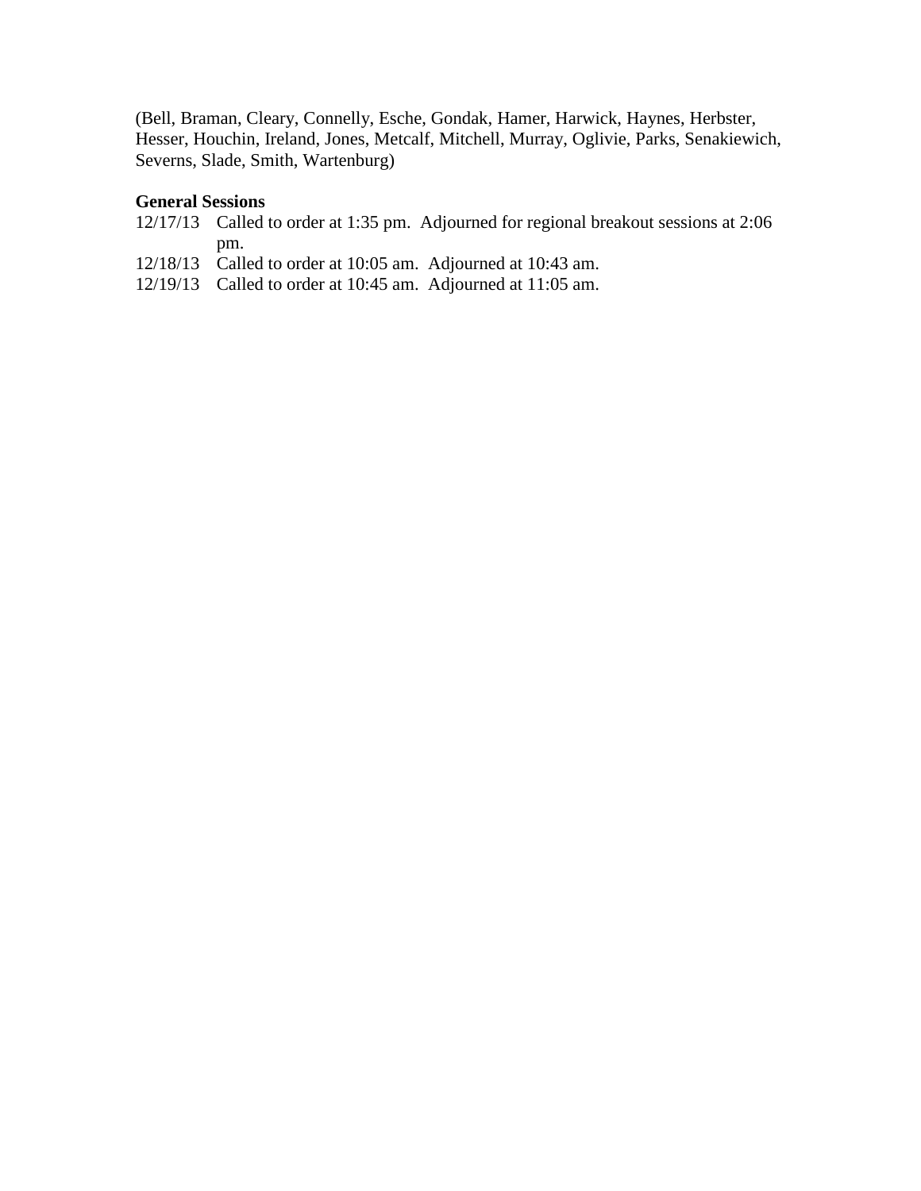(Bell, Braman, Cleary, Connelly, Esche, Gondak, Hamer, Harwick, Haynes, Herbster, Hesser, Houchin, Ireland, Jones, Metcalf, Mitchell, Murray, Oglivie, Parks, Senakiewich, Severns, Slade, Smith, Wartenburg)

**General Sessions**

12/17/13 Called to order at 1:35 pm. Adjourned for regional breakout sessions at 2:06 pm.

12/18/13 Called to order at 10:05 am. Adjourned at 10:43 am.

12/19/13 Called to order at 10:45 am. Adjourned at 11:05 am.